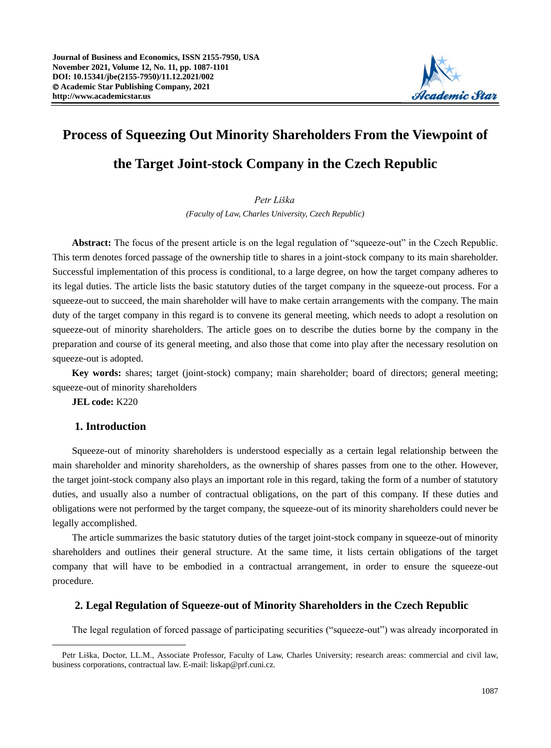# Process of Squeezing Out Minority Shareholders From the Viewpoint of the Target Joint-stock Company in the Czech Republic

*Petr Liška*

*(Faculty of Law, Charles University, Czech Republic)*

**Abstract:** The focus of the present article is on the legal regulation of "squeeze-out" in the Czech Republic. This term denotes forced passage of the ownership title to shares in a joint-stock company to its main shareholder. Successful implementation of this process is conditional, to a large degree, on how the target company adheres to its legal duties. The article lists the basic statutory duties of the target company in the squeeze-out process. For a squeeze-out to succeed, the main shareholder will have to make certain arrangements with the company. The main duty of the target company in this regard is to convene its general meeting, which needs to adopt a resolution on squeeze-out of minority shareholders. The article goes on to describe the duties borne by the company in the preparation and course of its general meeting, and also those that come into play after the necessary resolution on squeeze-out is adopted.

**Key words:** shares; target (joint-stock) company; main shareholder; board of directors; general meeting; squeeze-out of minority shareholders

**JEL code:** K220

## 1. Introduction

Squeeze-out of minority shareholders is understood especially as a certain legal relationship between the main shareholder and minority shareholders, as the ownership of shares passes from one to the other. However, the target joint-stock company also plays an important role in this regard, taking the form of a number of statutory duties, and usually also a number of contractual obligations, on the part of this company. If these duties and obligations were not performed by the target company, the squeeze-out of its minority shareholders could never be legally accomplished.

The article summarizes the basic statutory duties of the target joint-stock company in squeeze-out of minority shareholders and outlines their general structure. At the same time, it lists certain obligations of the target company that will have to be embodied in a contractual arrangement, in order to ensure the squeeze-out procedure.

## 2. Legal Regulation of Squeeze-out of Minority Shareholders in the Czech Republic

The legal regulation of forced passage of participating securities ("squeeze-out") was already incorporated in

---

Petr Liška, Doctor, LL.M., Associate Professor, Faculty of Law, Charles University; research areas: commercial and civil law, business corporations, contractual law. E-mail: liskap@prf.cuni.cz.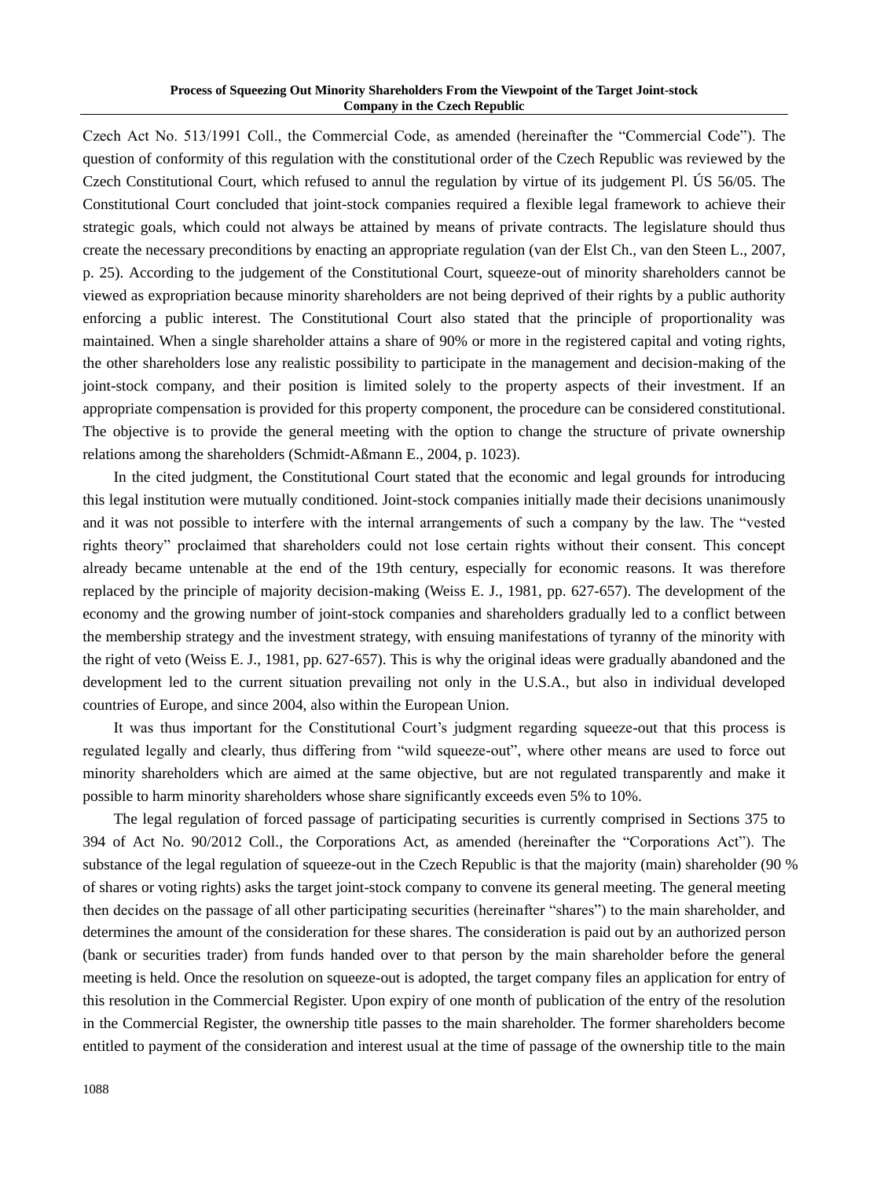Czech Act No. 513/1991 Coll., the Commercial Code, as amended (hereinafter the "Commercial Code"). The question of conformity of this regulation with the constitutional order of the Czech Republic was reviewed by the Czech Constitutional Court, which refused to annul the regulation by virtue of its judgement Pl. ÚS 56/05. The Constitutional Court concluded that joint-stock companies required a flexible legal framework to achieve their strategic goals, which could not always be attained by means of private contracts. The legislature should thus create the necessary preconditions by enacting an appropriate regulation (van der Elst Ch., van den Steen L., 2007, p. 25). According to the judgement of the Constitutional Court, squeeze-out of minority shareholders cannot be viewed as expropriation because minority shareholders are not being deprived of their rights by a public authority enforcing a public interest. The Constitutional Court also stated that the principle of proportionality was maintained. When a single shareholder attains a share of 90% or more in the registered capital and voting rights, the other shareholders lose any realistic possibility to participate in the management and decision-making of the joint-stock company, and their position is limited solely to the property aspects of their investment. If an appropriate compensation is provided for this property component, the procedure can be considered constitutional. The objective is to provide the general meeting with the option to change the structure of private ownership relations among the shareholders (Schmidt-Aßmann E., 2004, p. 1023).

In the cited judgment, the Constitutional Court stated that the economic and legal grounds for introducing this legal institution were mutually conditioned. Joint-stock companies initially made their decisions unanimously and it was not possible to interfere with the internal arrangements of such a company by the law. The "vested rights theory" proclaimed that shareholders could not lose certain rights without their consent. This concept already became untenable at the end of the 19th century, especially for economic reasons. It was therefore replaced by the principle of majority decision-making (Weiss E. J., 1981, pp. 627-657). The development of the economy and the growing number of joint-stock companies and shareholders gradually led to a conflict between the membership strategy and the investment strategy, with ensuing manifestations of tyranny of the minority with the right of veto (Weiss E. J., 1981, pp. 627-657). This is why the original ideas were gradually abandoned and the development led to the current situation prevailing not only in the U.S.A., but also in individual developed countries of Europe, and since 2004, also within the European Union.

It was thus important for the Constitutional Court's judgment regarding squeeze-out that this process is regulated legally and clearly, thus differing from "wild squeeze-out", where other means are used to force out minority shareholders which are aimed at the same objective, but are not regulated transparently and make it possible to harm minority shareholders whose share significantly exceeds even 5% to 10%.

The legal regulation of forced passage of participating securities is currently comprised in Sections 375 to 394 of Act No. 90/2012 Coll., the Corporations Act, as amended (hereinafter the "Corporations Act"). The substance of the legal regulation of squeeze-out in the Czech Republic is that the majority (main) shareholder (90 % of shares or voting rights) asks the target joint-stock company to convene its general meeting. The general meeting then decides on the passage of all other participating securities (hereinafter "shares") to the main shareholder, and determines the amount of the consideration for these shares. The consideration is paid out by an authorized person (bank or securities trader) from funds handed over to that person by the main shareholder before the general meeting is held. Once the resolution on squeeze-out is adopted, the target company files an application for entry of this resolution in the Commercial Register. Upon expiry of one month of publication of the entry of the resolution in the Commercial Register, the ownership title passes to the main shareholder. The former shareholders become entitled to payment of the consideration and interest usual at the time of passage of the ownership title to the main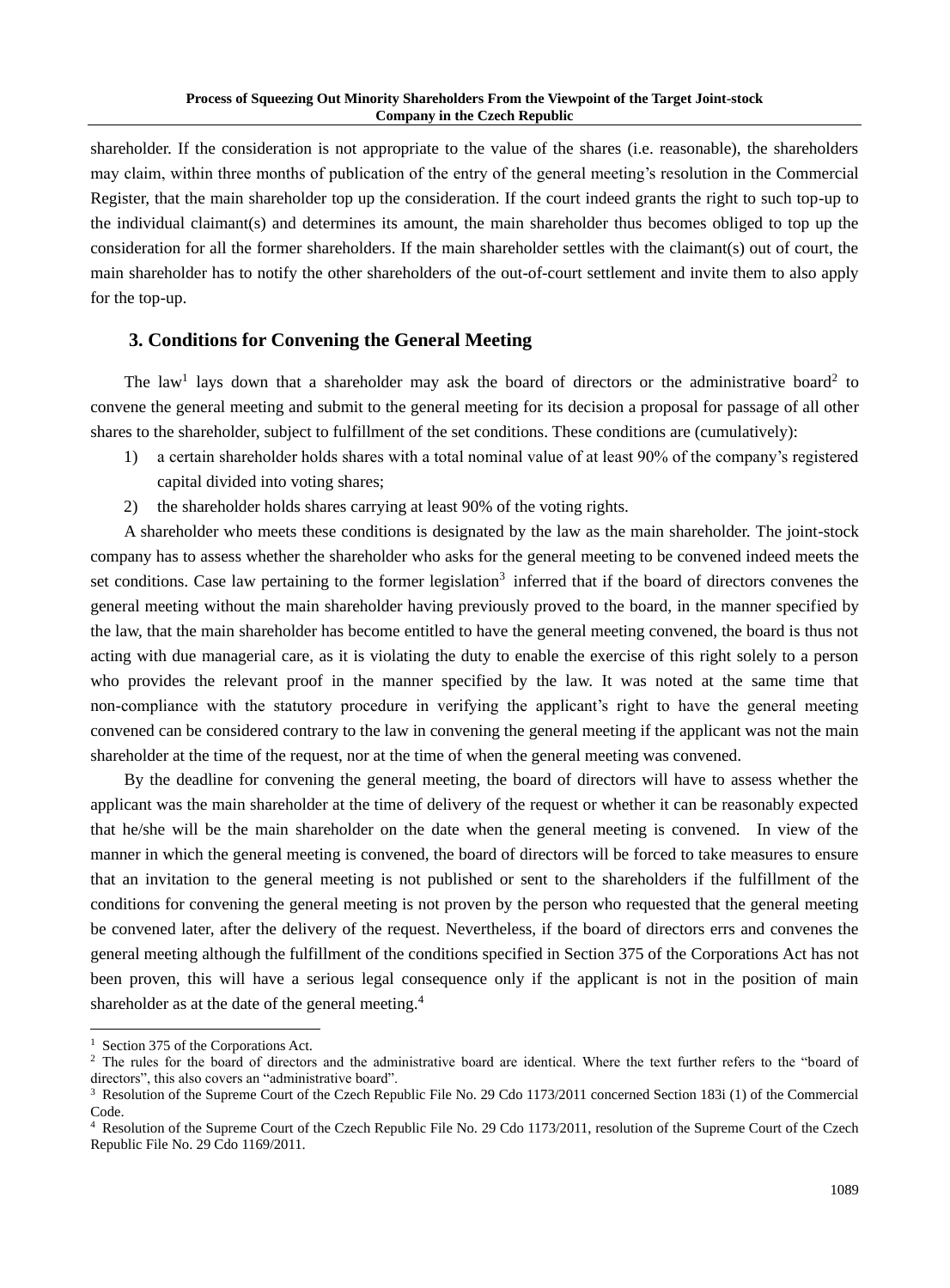shareholder. If the consideration is not appropriate to the value of the shares (i.e. reasonable), the shareholders may claim, within three months of publication of the entry of the general meeting's resolution in the Commercial Register, that the main shareholder top up the consideration. If the court indeed grants the right to such top-up to the individual claimant(s) and determines its amount, the main shareholder thus becomes obliged to top up the consideration for all the former shareholders. If the main shareholder settles with the claimant(s) out of court, the main shareholder has to notify the other shareholders of the out-of-court settlement and invite them to also apply for the top-up.

## 3. Conditions for Convening the General Meeting

The law[1] lays down that a shareholder may ask the board of directors or the administrative board[2] to convene the general meeting and submit to the general meeting for its decision a proposal for passage of all other shares to the shareholder, subject to fulfillment of the set conditions. These conditions are (cumulatively):

1) a certain shareholder holds shares with a total nominal value of at least 90% of the company's registered capital divided into voting shares;
2) the shareholder holds shares carrying at least 90% of the voting rights.

A shareholder who meets these conditions is designated by the law as the main shareholder. The joint-stock company has to assess whether the shareholder who asks for the general meeting to be convened indeed meets the set conditions. Case law pertaining to the former legislation[3] inferred that if the board of directors convenes the general meeting without the main shareholder having previously proved to the board, in the manner specified by the law, that the main shareholder has become entitled to have the general meeting convened, the board is thus not acting with due managerial care, as it is violating the duty to enable the exercise of this right solely to a person who provides the relevant proof in the manner specified by the law. It was noted at the same time that non-compliance with the statutory procedure in verifying the applicant's right to have the general meeting convened can be considered contrary to the law in convening the general meeting if the applicant was not the main shareholder at the time of the request, nor at the time of when the general meeting was convened.

By the deadline for convening the general meeting, the board of directors will have to assess whether the applicant was the main shareholder at the time of delivery of the request or whether it can be reasonably expected that he/she will be the main shareholder on the date when the general meeting is convened. In view of the manner in which the general meeting is convened, the board of directors will be forced to take measures to ensure that an invitation to the general meeting is not published or sent to the shareholders if the fulfillment of the conditions for convening the general meeting is not proven by the person who requested that the general meeting be convened later, after the delivery of the request. Nevertheless, if the board of directors errs and convenes the general meeting although the fulfillment of the conditions specified in Section 375 of the Corporations Act has not been proven, this will have a serious legal consequence only if the applicant is not in the position of main shareholder as at the date of the general meeting.[4]

---

[1] Section 375 of the Corporations Act.

[2] The rules for the board of directors and the administrative board are identical. Where the text further refers to the "board of directors", this also covers an "administrative board".

[3] Resolution of the Supreme Court of the Czech Republic File No. 29 Cdo 1173/2011 concerned Section 183i (1) of the Commercial Code.

[4] Resolution of the Supreme Court of the Czech Republic File No. 29 Cdo 1173/2011, resolution of the Supreme Court of the Czech Republic File No. 29 Cdo 1169/2011.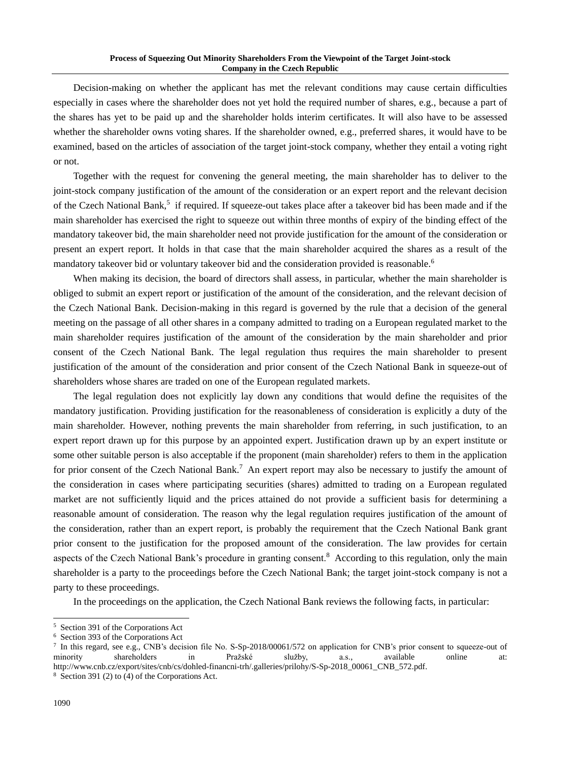Decision-making on whether the applicant has met the relevant conditions may cause certain difficulties especially in cases where the shareholder does not yet hold the required number of shares, e.g., because a part of the shares has yet to be paid up and the shareholder holds interim certificates. It will also have to be assessed whether the shareholder owns voting shares. If the shareholder owned, e.g., preferred shares, it would have to be examined, based on the articles of association of the target joint-stock company, whether they entail a voting right or not.

Together with the request for convening the general meeting, the main shareholder has to deliver to the joint-stock company justification of the amount of the consideration or an expert report and the relevant decision of the Czech National Bank,[5] if required. If squeeze-out takes place after a takeover bid has been made and if the main shareholder has exercised the right to squeeze out within three months of expiry of the binding effect of the mandatory takeover bid, the main shareholder need not provide justification for the amount of the consideration or present an expert report. It holds in that case that the main shareholder acquired the shares as a result of the mandatory takeover bid or voluntary takeover bid and the consideration provided is reasonable.[6]

When making its decision, the board of directors shall assess, in particular, whether the main shareholder is obliged to submit an expert report or justification of the amount of the consideration, and the relevant decision of the Czech National Bank. Decision-making in this regard is governed by the rule that a decision of the general meeting on the passage of all other shares in a company admitted to trading on a European regulated market to the main shareholder requires justification of the amount of the consideration by the main shareholder and prior consent of the Czech National Bank. The legal regulation thus requires the main shareholder to present justification of the amount of the consideration and prior consent of the Czech National Bank in squeeze-out of shareholders whose shares are traded on one of the European regulated markets.

The legal regulation does not explicitly lay down any conditions that would define the requisites of the mandatory justification. Providing justification for the reasonableness of consideration is explicitly a duty of the main shareholder. However, nothing prevents the main shareholder from referring, in such justification, to an expert report drawn up for this purpose by an appointed expert. Justification drawn up by an expert institute or some other suitable person is also acceptable if the proponent (main shareholder) refers to them in the application for prior consent of the Czech National Bank.[7] An expert report may also be necessary to justify the amount of the consideration in cases where participating securities (shares) admitted to trading on a European regulated market are not sufficiently liquid and the prices attained do not provide a sufficient basis for determining a reasonable amount of consideration. The reason why the legal regulation requires justification of the amount of the consideration, rather than an expert report, is probably the requirement that the Czech National Bank grant prior consent to the justification for the proposed amount of the consideration. The law provides for certain aspects of the Czech National Bank's procedure in granting consent.[8] According to this regulation, only the main shareholder is a party to the proceedings before the Czech National Bank; the target joint-stock company is not a party to these proceedings.

In the proceedings on the application, the Czech National Bank reviews the following facts, in particular:

---

[5] Section 391 of the Corporations Act

[6] Section 393 of the Corporations Act

[7] In this regard, see e.g., CNB's decision file No. S-Sp-2018/00061/572 on application for CNB's prior consent to squeeze-out of minority shareholders in Pražské služby, a.s., available online at: http://www.cnb.cz/export/sites/cnb/cs/dohled-financni-trh/.galleries/prilohy/S-Sp-2018_00061_CNB_572.pdf.

[8] Section 391 (2) to (4) of the Corporations Act.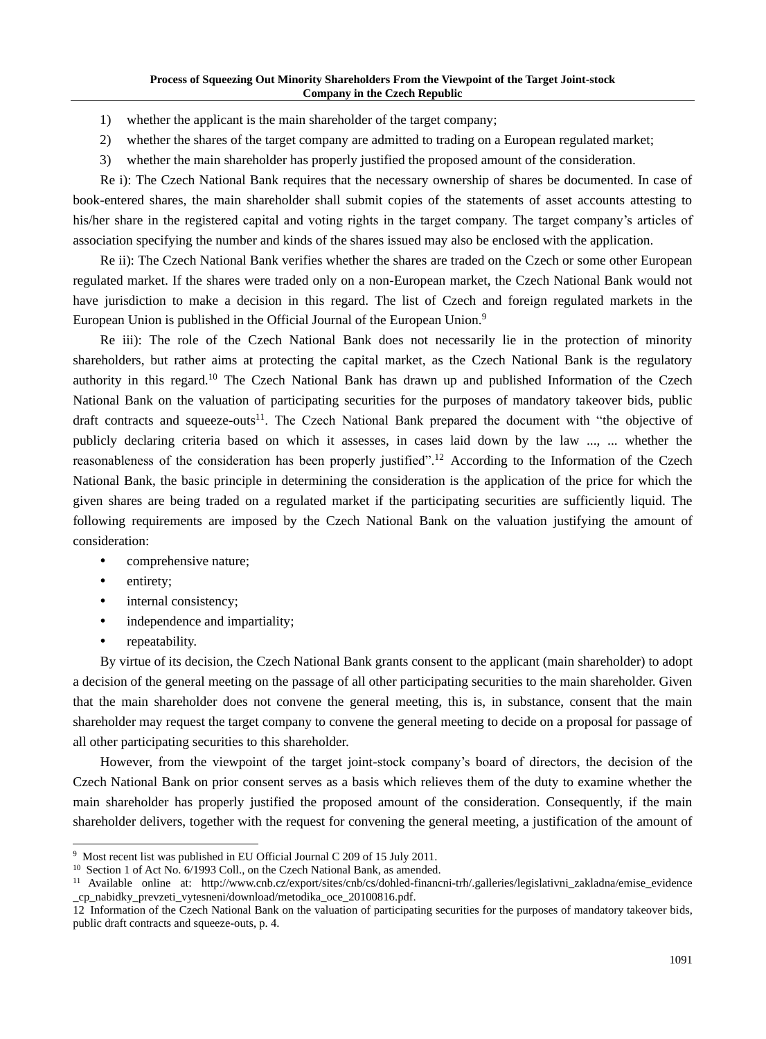1) whether the applicant is the main shareholder of the target company;
2) whether the shares of the target company are admitted to trading on a European regulated market;
3) whether the main shareholder has properly justified the proposed amount of the consideration.

Re i): The Czech National Bank requires that the necessary ownership of shares be documented. In case of book-entered shares, the main shareholder shall submit copies of the statements of asset accounts attesting to his/her share in the registered capital and voting rights in the target company. The target company's articles of association specifying the number and kinds of the shares issued may also be enclosed with the application.

Re ii): The Czech National Bank verifies whether the shares are traded on the Czech or some other European regulated market. If the shares were traded only on a non-European market, the Czech National Bank would not have jurisdiction to make a decision in this regard. The list of Czech and foreign regulated markets in the European Union is published in the Official Journal of the European Union.[9]

Re iii): The role of the Czech National Bank does not necessarily lie in the protection of minority shareholders, but rather aims at protecting the capital market, as the Czech National Bank is the regulatory authority in this regard.[10] The Czech National Bank has drawn up and published Information of the Czech National Bank on the valuation of participating securities for the purposes of mandatory takeover bids, public draft contracts and squeeze-outs[11]. The Czech National Bank prepared the document with "the objective of publicly declaring criteria based on which it assesses, in cases laid down by the law ..., ... whether the reasonableness of the consideration has been properly justified".[12] According to the Information of the Czech National Bank, the basic principle in determining the consideration is the application of the price for which the given shares are being traded on a regulated market if the participating securities are sufficiently liquid. The following requirements are imposed by the Czech National Bank on the valuation justifying the amount of consideration:

- comprehensive nature;
- entirety;
- internal consistency;
- independence and impartiality;
- repeatability.

By virtue of its decision, the Czech National Bank grants consent to the applicant (main shareholder) to adopt a decision of the general meeting on the passage of all other participating securities to the main shareholder. Given that the main shareholder does not convene the general meeting, this is, in substance, consent that the main shareholder may request the target company to convene the general meeting to decide on a proposal for passage of all other participating securities to this shareholder.

However, from the viewpoint of the target joint-stock company's board of directors, the decision of the Czech National Bank on prior consent serves as a basis which relieves them of the duty to examine whether the main shareholder has properly justified the proposed amount of the consideration. Consequently, if the main shareholder delivers, together with the request for convening the general meeting, a justification of the amount of

---

[9] Most recent list was published in EU Official Journal C 209 of 15 July 2011.

[10] Section 1 of Act No. 6/1993 Coll., on the Czech National Bank, as amended.

[11] Available online at: http://www.cnb.cz/export/sites/cnb/cs/dohled-financni-trh/.galleries/legislativni_zakladna/emise_evidence_cp_nabidky_prevzeti_vytesneni/download/metodika_oce_20100816.pdf.

[12] Information of the Czech National Bank on the valuation of participating securities for the purposes of mandatory takeover bids, public draft contracts and squeeze-outs, p. 4.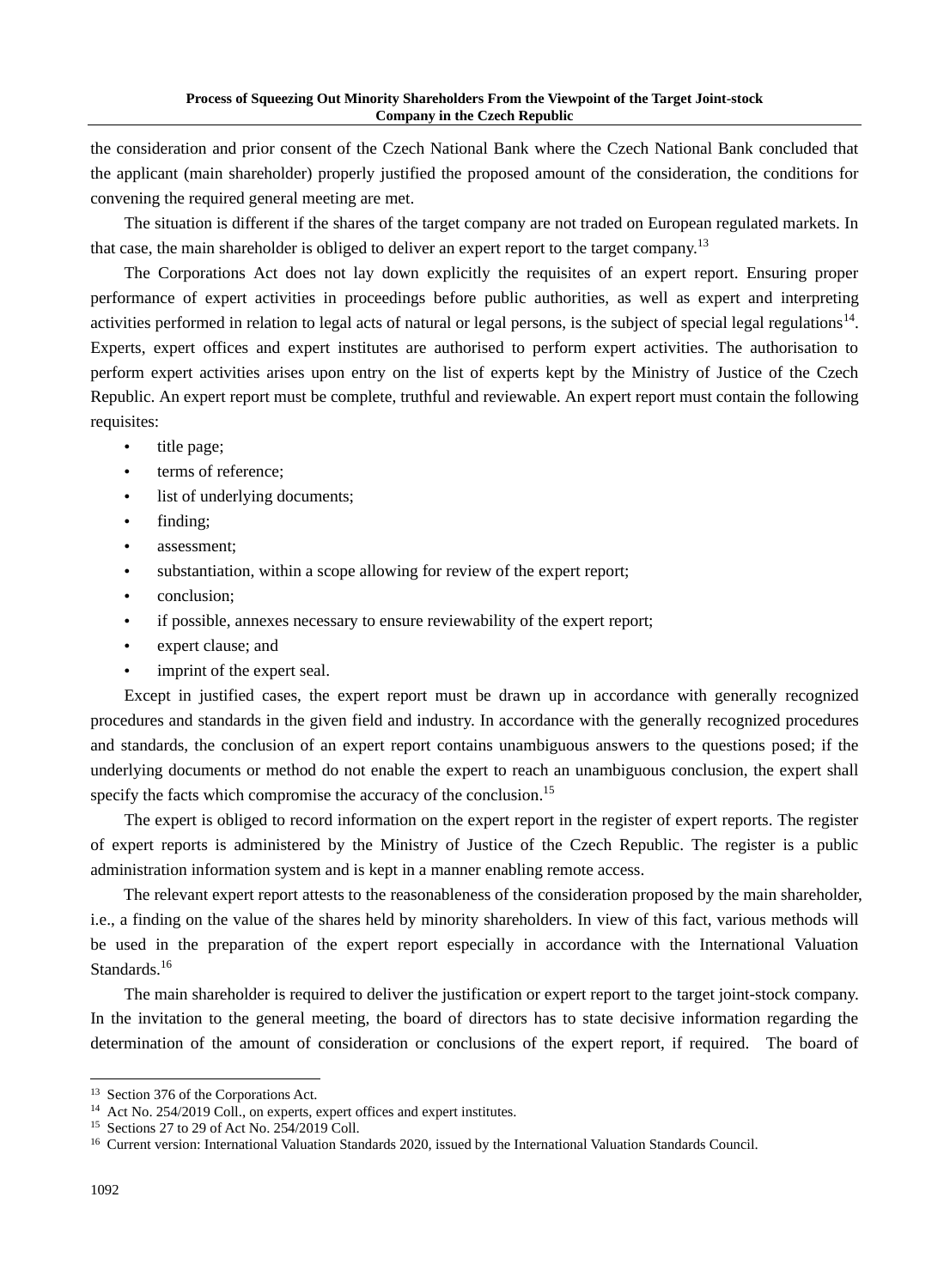the consideration and prior consent of the Czech National Bank where the Czech National Bank concluded that the applicant (main shareholder) properly justified the proposed amount of the consideration, the conditions for convening the required general meeting are met.

The situation is different if the shares of the target company are not traded on European regulated markets. In that case, the main shareholder is obliged to deliver an expert report to the target company.[13]

The Corporations Act does not lay down explicitly the requisites of an expert report. Ensuring proper performance of expert activities in proceedings before public authorities, as well as expert and interpreting activities performed in relation to legal acts of natural or legal persons, is the subject of special legal regulations[14]. Experts, expert offices and expert institutes are authorised to perform expert activities. The authorisation to perform expert activities arises upon entry on the list of experts kept by the Ministry of Justice of the Czech Republic. An expert report must be complete, truthful and reviewable. An expert report must contain the following requisites:

- title page;
- terms of reference;
- list of underlying documents;
- finding;
- assessment;
- substantiation, within a scope allowing for review of the expert report;
- conclusion;
- if possible, annexes necessary to ensure reviewability of the expert report;
- expert clause; and
- imprint of the expert seal.

Except in justified cases, the expert report must be drawn up in accordance with generally recognized procedures and standards in the given field and industry. In accordance with the generally recognized procedures and standards, the conclusion of an expert report contains unambiguous answers to the questions posed; if the underlying documents or method do not enable the expert to reach an unambiguous conclusion, the expert shall specify the facts which compromise the accuracy of the conclusion.[15]

The expert is obliged to record information on the expert report in the register of expert reports. The register of expert reports is administered by the Ministry of Justice of the Czech Republic. The register is a public administration information system and is kept in a manner enabling remote access.

The relevant expert report attests to the reasonableness of the consideration proposed by the main shareholder, i.e., a finding on the value of the shares held by minority shareholders. In view of this fact, various methods will be used in the preparation of the expert report especially in accordance with the International Valuation Standards.[16]

The main shareholder is required to deliver the justification or expert report to the target joint-stock company. In the invitation to the general meeting, the board of directors has to state decisive information regarding the determination of the amount of consideration or conclusions of the expert report, if required. The board of

---

[13] Section 376 of the Corporations Act.

[14] Act No. 254/2019 Coll., on experts, expert offices and expert institutes.

[15] Sections 27 to 29 of Act No. 254/2019 Coll.

[16] Current version: International Valuation Standards 2020, issued by the International Valuation Standards Council.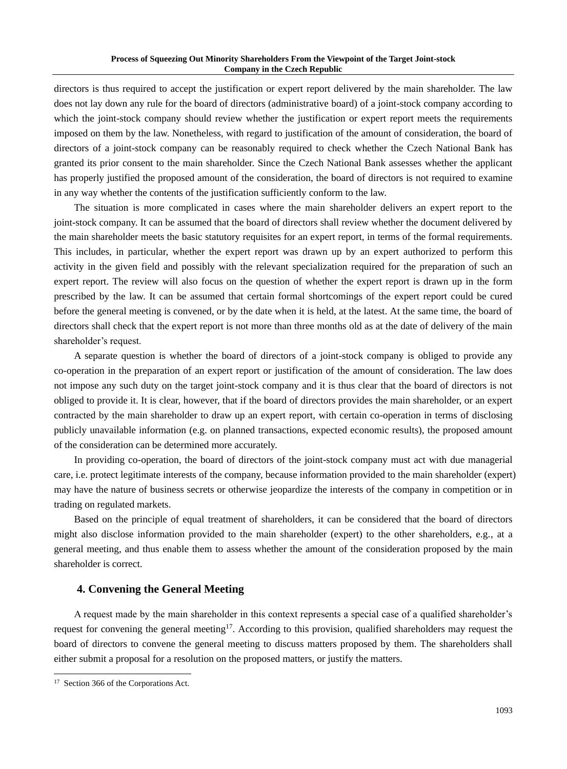directors is thus required to accept the justification or expert report delivered by the main shareholder. The law does not lay down any rule for the board of directors (administrative board) of a joint-stock company according to which the joint-stock company should review whether the justification or expert report meets the requirements imposed on them by the law. Nonetheless, with regard to justification of the amount of consideration, the board of directors of a joint-stock company can be reasonably required to check whether the Czech National Bank has granted its prior consent to the main shareholder. Since the Czech National Bank assesses whether the applicant has properly justified the proposed amount of the consideration, the board of directors is not required to examine in any way whether the contents of the justification sufficiently conform to the law.

The situation is more complicated in cases where the main shareholder delivers an expert report to the joint-stock company. It can be assumed that the board of directors shall review whether the document delivered by the main shareholder meets the basic statutory requisites for an expert report, in terms of the formal requirements. This includes, in particular, whether the expert report was drawn up by an expert authorized to perform this activity in the given field and possibly with the relevant specialization required for the preparation of such an expert report. The review will also focus on the question of whether the expert report is drawn up in the form prescribed by the law. It can be assumed that certain formal shortcomings of the expert report could be cured before the general meeting is convened, or by the date when it is held, at the latest. At the same time, the board of directors shall check that the expert report is not more than three months old as at the date of delivery of the main shareholder's request.

A separate question is whether the board of directors of a joint-stock company is obliged to provide any co-operation in the preparation of an expert report or justification of the amount of consideration. The law does not impose any such duty on the target joint-stock company and it is thus clear that the board of directors is not obliged to provide it. It is clear, however, that if the board of directors provides the main shareholder, or an expert contracted by the main shareholder to draw up an expert report, with certain co-operation in terms of disclosing publicly unavailable information (e.g. on planned transactions, expected economic results), the proposed amount of the consideration can be determined more accurately.

In providing co-operation, the board of directors of the joint-stock company must act with due managerial care, i.e. protect legitimate interests of the company, because information provided to the main shareholder (expert) may have the nature of business secrets or otherwise jeopardize the interests of the company in competition or in trading on regulated markets.

Based on the principle of equal treatment of shareholders, it can be considered that the board of directors might also disclose information provided to the main shareholder (expert) to the other shareholders, e.g., at a general meeting, and thus enable them to assess whether the amount of the consideration proposed by the main shareholder is correct.

## 4. Convening the General Meeting

A request made by the main shareholder in this context represents a special case of a qualified shareholder's request for convening the general meeting[17]. According to this provision, qualified shareholders may request the board of directors to convene the general meeting to discuss matters proposed by them. The shareholders shall either submit a proposal for a resolution on the proposed matters, or justify the matters.

[17] Section 366 of the Corporations Act.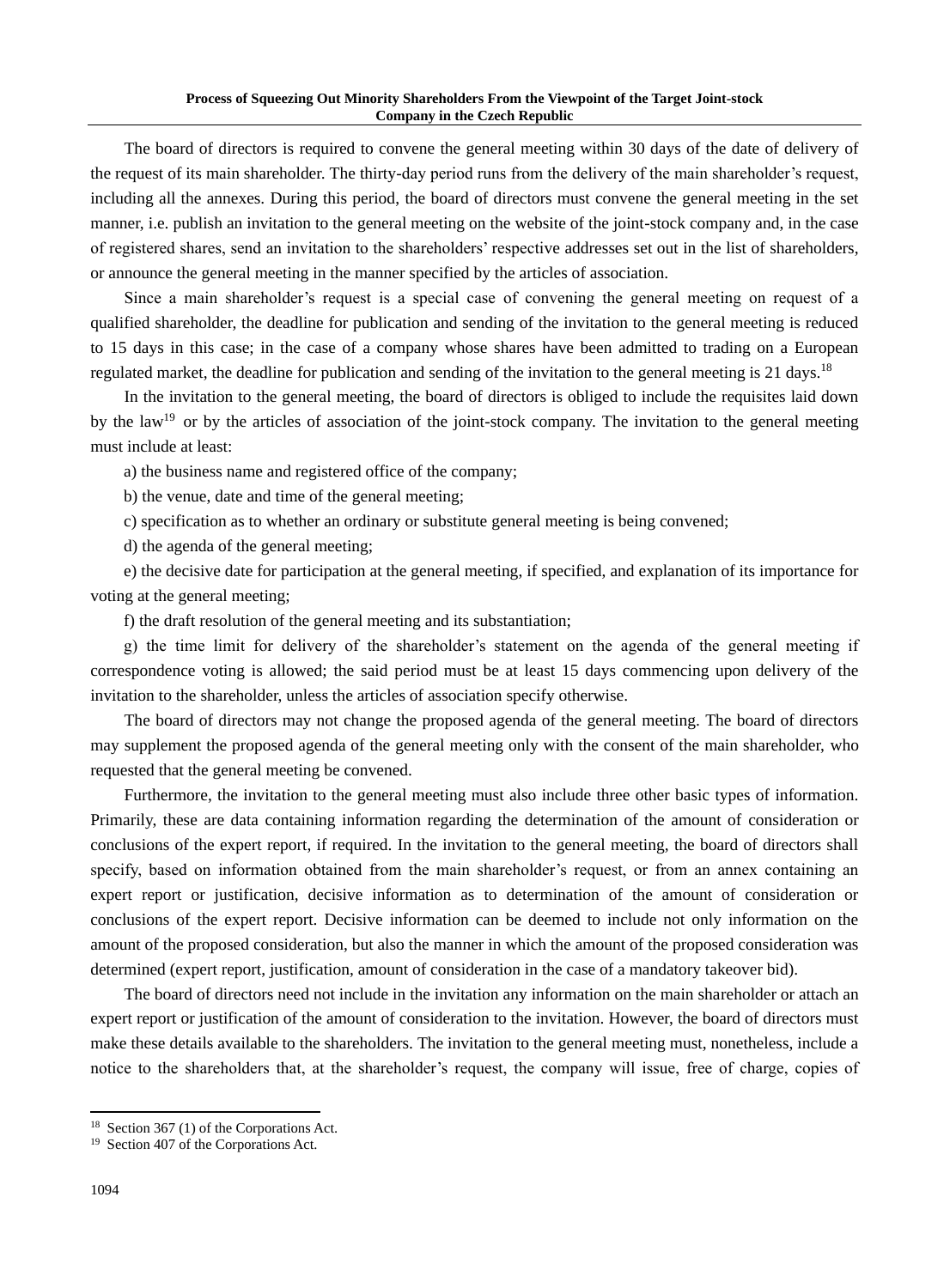The board of directors is required to convene the general meeting within 30 days of the date of delivery of the request of its main shareholder. The thirty-day period runs from the delivery of the main shareholder's request, including all the annexes. During this period, the board of directors must convene the general meeting in the set manner, i.e. publish an invitation to the general meeting on the website of the joint-stock company and, in the case of registered shares, send an invitation to the shareholders' respective addresses set out in the list of shareholders, or announce the general meeting in the manner specified by the articles of association.

Since a main shareholder's request is a special case of convening the general meeting on request of a qualified shareholder, the deadline for publication and sending of the invitation to the general meeting is reduced to 15 days in this case; in the case of a company whose shares have been admitted to trading on a European regulated market, the deadline for publication and sending of the invitation to the general meeting is 21 days.[18]

In the invitation to the general meeting, the board of directors is obliged to include the requisites laid down by the law[19] or by the articles of association of the joint-stock company. The invitation to the general meeting must include at least:

a) the business name and registered office of the company;

b) the venue, date and time of the general meeting;

c) specification as to whether an ordinary or substitute general meeting is being convened;

d) the agenda of the general meeting;

e) the decisive date for participation at the general meeting, if specified, and explanation of its importance for voting at the general meeting;

f) the draft resolution of the general meeting and its substantiation;

g) the time limit for delivery of the shareholder's statement on the agenda of the general meeting if correspondence voting is allowed; the said period must be at least 15 days commencing upon delivery of the invitation to the shareholder, unless the articles of association specify otherwise.

The board of directors may not change the proposed agenda of the general meeting. The board of directors may supplement the proposed agenda of the general meeting only with the consent of the main shareholder, who requested that the general meeting be convened.

Furthermore, the invitation to the general meeting must also include three other basic types of information. Primarily, these are data containing information regarding the determination of the amount of consideration or conclusions of the expert report, if required. In the invitation to the general meeting, the board of directors shall specify, based on information obtained from the main shareholder's request, or from an annex containing an expert report or justification, decisive information as to determination of the amount of consideration or conclusions of the expert report. Decisive information can be deemed to include not only information on the amount of the proposed consideration, but also the manner in which the amount of the proposed consideration was determined (expert report, justification, amount of consideration in the case of a mandatory takeover bid).

The board of directors need not include in the invitation any information on the main shareholder or attach an expert report or justification of the amount of consideration to the invitation. However, the board of directors must make these details available to the shareholders. The invitation to the general meeting must, nonetheless, include a notice to the shareholders that, at the shareholder's request, the company will issue, free of charge, copies of

---

[18] Section 367 (1) of the Corporations Act.

[19] Section 407 of the Corporations Act.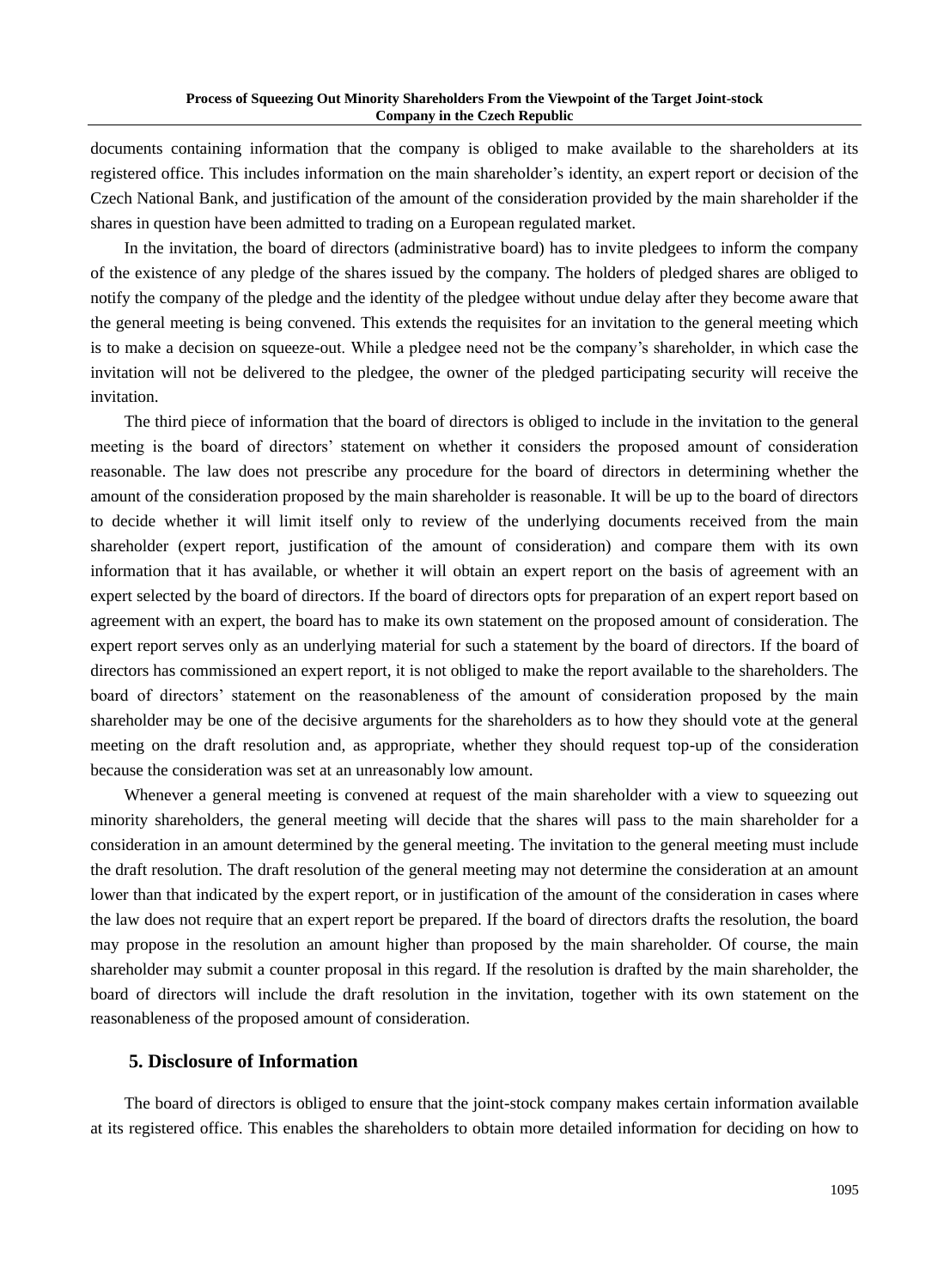documents containing information that the company is obliged to make available to the shareholders at its registered office. This includes information on the main shareholder's identity, an expert report or decision of the Czech National Bank, and justification of the amount of the consideration provided by the main shareholder if the shares in question have been admitted to trading on a European regulated market.

In the invitation, the board of directors (administrative board) has to invite pledgees to inform the company of the existence of any pledge of the shares issued by the company. The holders of pledged shares are obliged to notify the company of the pledge and the identity of the pledgee without undue delay after they become aware that the general meeting is being convened. This extends the requisites for an invitation to the general meeting which is to make a decision on squeeze-out. While a pledgee need not be the company's shareholder, in which case the invitation will not be delivered to the pledgee, the owner of the pledged participating security will receive the invitation.

The third piece of information that the board of directors is obliged to include in the invitation to the general meeting is the board of directors' statement on whether it considers the proposed amount of consideration reasonable. The law does not prescribe any procedure for the board of directors in determining whether the amount of the consideration proposed by the main shareholder is reasonable. It will be up to the board of directors to decide whether it will limit itself only to review of the underlying documents received from the main shareholder (expert report, justification of the amount of consideration) and compare them with its own information that it has available, or whether it will obtain an expert report on the basis of agreement with an expert selected by the board of directors. If the board of directors opts for preparation of an expert report based on agreement with an expert, the board has to make its own statement on the proposed amount of consideration. The expert report serves only as an underlying material for such a statement by the board of directors. If the board of directors has commissioned an expert report, it is not obliged to make the report available to the shareholders. The board of directors' statement on the reasonableness of the amount of consideration proposed by the main shareholder may be one of the decisive arguments for the shareholders as to how they should vote at the general meeting on the draft resolution and, as appropriate, whether they should request top-up of the consideration because the consideration was set at an unreasonably low amount.

Whenever a general meeting is convened at request of the main shareholder with a view to squeezing out minority shareholders, the general meeting will decide that the shares will pass to the main shareholder for a consideration in an amount determined by the general meeting. The invitation to the general meeting must include the draft resolution. The draft resolution of the general meeting may not determine the consideration at an amount lower than that indicated by the expert report, or in justification of the amount of the consideration in cases where the law does not require that an expert report be prepared. If the board of directors drafts the resolution, the board may propose in the resolution an amount higher than proposed by the main shareholder. Of course, the main shareholder may submit a counter proposal in this regard. If the resolution is drafted by the main shareholder, the board of directors will include the draft resolution in the invitation, together with its own statement on the reasonableness of the proposed amount of consideration.

## 5. Disclosure of Information

The board of directors is obliged to ensure that the joint-stock company makes certain information available at its registered office. This enables the shareholders to obtain more detailed information for deciding on how to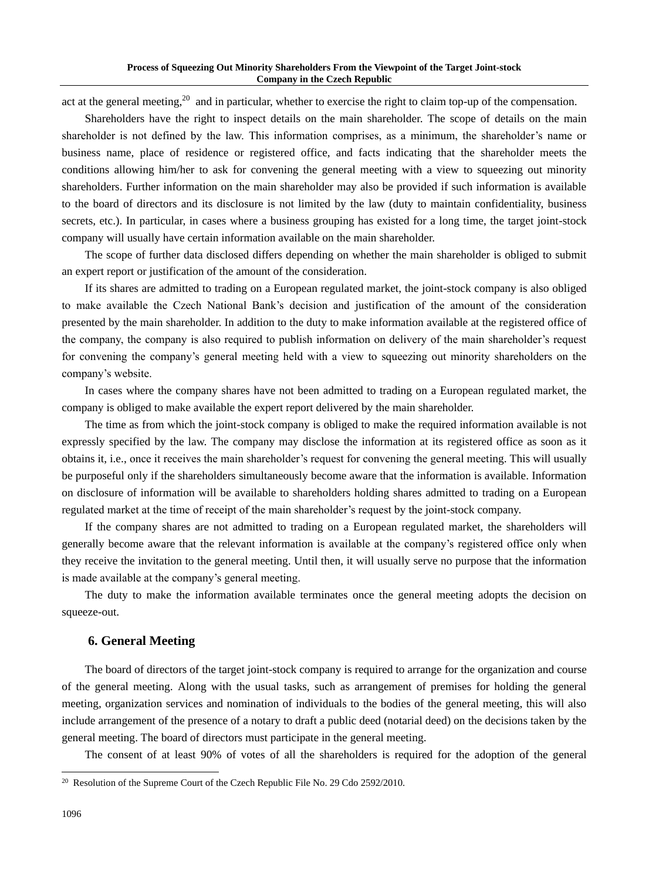act at the general meeting,[20] and in particular, whether to exercise the right to claim top-up of the compensation.

Shareholders have the right to inspect details on the main shareholder. The scope of details on the main shareholder is not defined by the law. This information comprises, as a minimum, the shareholder's name or business name, place of residence or registered office, and facts indicating that the shareholder meets the conditions allowing him/her to ask for convening the general meeting with a view to squeezing out minority shareholders. Further information on the main shareholder may also be provided if such information is available to the board of directors and its disclosure is not limited by the law (duty to maintain confidentiality, business secrets, etc.). In particular, in cases where a business grouping has existed for a long time, the target joint-stock company will usually have certain information available on the main shareholder.

The scope of further data disclosed differs depending on whether the main shareholder is obliged to submit an expert report or justification of the amount of the consideration.

If its shares are admitted to trading on a European regulated market, the joint-stock company is also obliged to make available the Czech National Bank's decision and justification of the amount of the consideration presented by the main shareholder. In addition to the duty to make information available at the registered office of the company, the company is also required to publish information on delivery of the main shareholder's request for convening the company's general meeting held with a view to squeezing out minority shareholders on the company's website.

In cases where the company shares have not been admitted to trading on a European regulated market, the company is obliged to make available the expert report delivered by the main shareholder.

The time as from which the joint-stock company is obliged to make the required information available is not expressly specified by the law. The company may disclose the information at its registered office as soon as it obtains it, i.e., once it receives the main shareholder's request for convening the general meeting. This will usually be purposeful only if the shareholders simultaneously become aware that the information is available. Information on disclosure of information will be available to shareholders holding shares admitted to trading on a European regulated market at the time of receipt of the main shareholder's request by the joint-stock company.

If the company shares are not admitted to trading on a European regulated market, the shareholders will generally become aware that the relevant information is available at the company's registered office only when they receive the invitation to the general meeting. Until then, it will usually serve no purpose that the information is made available at the company's general meeting.

The duty to make the information available terminates once the general meeting adopts the decision on squeeze-out.

## 6. General Meeting

The board of directors of the target joint-stock company is required to arrange for the organization and course of the general meeting. Along with the usual tasks, such as arrangement of premises for holding the general meeting, organization services and nomination of individuals to the bodies of the general meeting, this will also include arrangement of the presence of a notary to draft a public deed (notarial deed) on the decisions taken by the general meeting. The board of directors must participate in the general meeting.

The consent of at least 90% of votes of all the shareholders is required for the adoption of the general

---

[20] Resolution of the Supreme Court of the Czech Republic File No. 29 Cdo 2592/2010.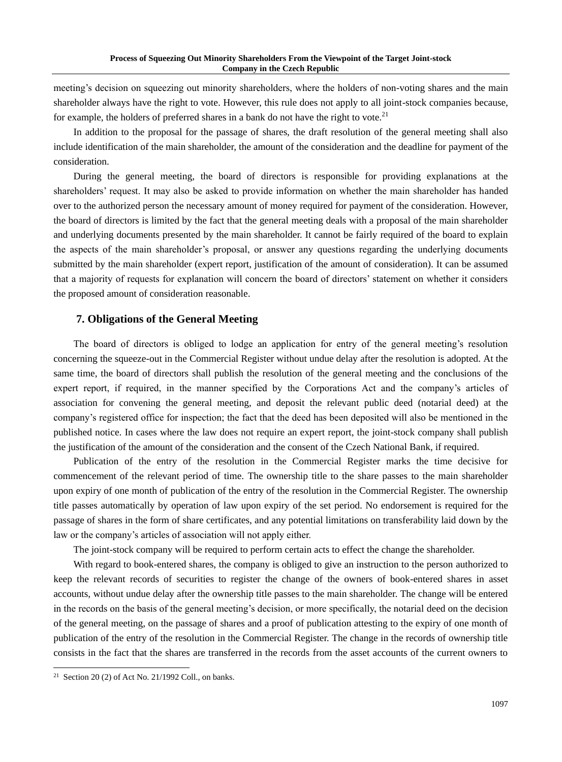meeting's decision on squeezing out minority shareholders, where the holders of non-voting shares and the main shareholder always have the right to vote. However, this rule does not apply to all joint-stock companies because, for example, the holders of preferred shares in a bank do not have the right to vote.[21]

In addition to the proposal for the passage of shares, the draft resolution of the general meeting shall also include identification of the main shareholder, the amount of the consideration and the deadline for payment of the consideration.

During the general meeting, the board of directors is responsible for providing explanations at the shareholders' request. It may also be asked to provide information on whether the main shareholder has handed over to the authorized person the necessary amount of money required for payment of the consideration. However, the board of directors is limited by the fact that the general meeting deals with a proposal of the main shareholder and underlying documents presented by the main shareholder. It cannot be fairly required of the board to explain the aspects of the main shareholder's proposal, or answer any questions regarding the underlying documents submitted by the main shareholder (expert report, justification of the amount of consideration). It can be assumed that a majority of requests for explanation will concern the board of directors' statement on whether it considers the proposed amount of consideration reasonable.

## 7. Obligations of the General Meeting

The board of directors is obliged to lodge an application for entry of the general meeting's resolution concerning the squeeze-out in the Commercial Register without undue delay after the resolution is adopted. At the same time, the board of directors shall publish the resolution of the general meeting and the conclusions of the expert report, if required, in the manner specified by the Corporations Act and the company's articles of association for convening the general meeting, and deposit the relevant public deed (notarial deed) at the company's registered office for inspection; the fact that the deed has been deposited will also be mentioned in the published notice. In cases where the law does not require an expert report, the joint-stock company shall publish the justification of the amount of the consideration and the consent of the Czech National Bank, if required.

Publication of the entry of the resolution in the Commercial Register marks the time decisive for commencement of the relevant period of time. The ownership title to the share passes to the main shareholder upon expiry of one month of publication of the entry of the resolution in the Commercial Register. The ownership title passes automatically by operation of law upon expiry of the set period. No endorsement is required for the passage of shares in the form of share certificates, and any potential limitations on transferability laid down by the law or the company's articles of association will not apply either.

The joint-stock company will be required to perform certain acts to effect the change the shareholder.

With regard to book-entered shares, the company is obliged to give an instruction to the person authorized to keep the relevant records of securities to register the change of the owners of book-entered shares in asset accounts, without undue delay after the ownership title passes to the main shareholder. The change will be entered in the records on the basis of the general meeting's decision, or more specifically, the notarial deed on the decision of the general meeting, on the passage of shares and a proof of publication attesting to the expiry of one month of publication of the entry of the resolution in the Commercial Register. The change in the records of ownership title consists in the fact that the shares are transferred in the records from the asset accounts of the current owners to

[21] Section 20 (2) of Act No. 21/1992 Coll., on banks.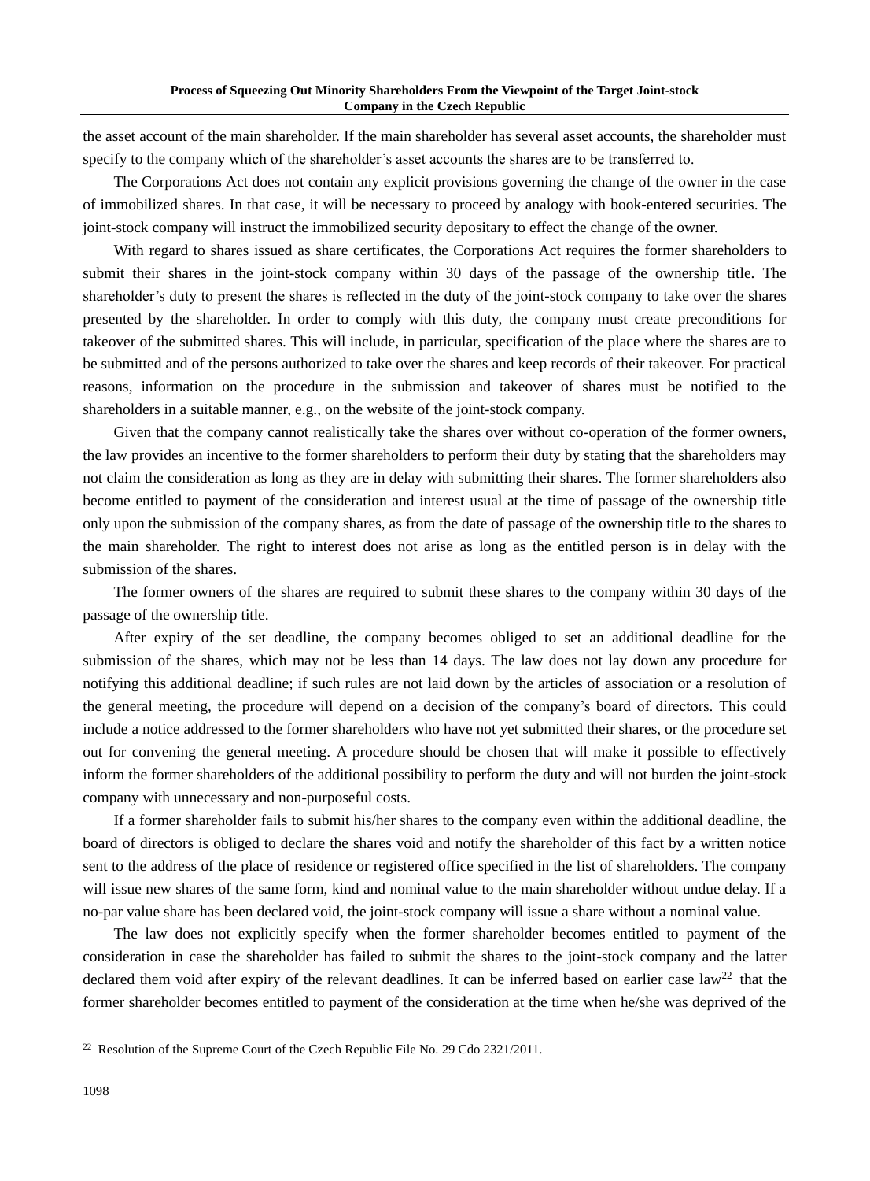the asset account of the main shareholder. If the main shareholder has several asset accounts, the shareholder must specify to the company which of the shareholder's asset accounts the shares are to be transferred to.

The Corporations Act does not contain any explicit provisions governing the change of the owner in the case of immobilized shares. In that case, it will be necessary to proceed by analogy with book-entered securities. The joint-stock company will instruct the immobilized security depositary to effect the change of the owner.

With regard to shares issued as share certificates, the Corporations Act requires the former shareholders to submit their shares in the joint-stock company within 30 days of the passage of the ownership title. The shareholder's duty to present the shares is reflected in the duty of the joint-stock company to take over the shares presented by the shareholder. In order to comply with this duty, the company must create preconditions for takeover of the submitted shares. This will include, in particular, specification of the place where the shares are to be submitted and of the persons authorized to take over the shares and keep records of their takeover. For practical reasons, information on the procedure in the submission and takeover of shares must be notified to the shareholders in a suitable manner, e.g., on the website of the joint-stock company.

Given that the company cannot realistically take the shares over without co-operation of the former owners, the law provides an incentive to the former shareholders to perform their duty by stating that the shareholders may not claim the consideration as long as they are in delay with submitting their shares. The former shareholders also become entitled to payment of the consideration and interest usual at the time of passage of the ownership title only upon the submission of the company shares, as from the date of passage of the ownership title to the shares to the main shareholder. The right to interest does not arise as long as the entitled person is in delay with the submission of the shares.

The former owners of the shares are required to submit these shares to the company within 30 days of the passage of the ownership title.

After expiry of the set deadline, the company becomes obliged to set an additional deadline for the submission of the shares, which may not be less than 14 days. The law does not lay down any procedure for notifying this additional deadline; if such rules are not laid down by the articles of association or a resolution of the general meeting, the procedure will depend on a decision of the company's board of directors. This could include a notice addressed to the former shareholders who have not yet submitted their shares, or the procedure set out for convening the general meeting. A procedure should be chosen that will make it possible to effectively inform the former shareholders of the additional possibility to perform the duty and will not burden the joint-stock company with unnecessary and non-purposeful costs.

If a former shareholder fails to submit his/her shares to the company even within the additional deadline, the board of directors is obliged to declare the shares void and notify the shareholder of this fact by a written notice sent to the address of the place of residence or registered office specified in the list of shareholders. The company will issue new shares of the same form, kind and nominal value to the main shareholder without undue delay. If a no-par value share has been declared void, the joint-stock company will issue a share without a nominal value.

The law does not explicitly specify when the former shareholder becomes entitled to payment of the consideration in case the shareholder has failed to submit the shares to the joint-stock company and the latter declared them void after expiry of the relevant deadlines. It can be inferred based on earlier case law[22] that the former shareholder becomes entitled to payment of the consideration at the time when he/she was deprived of the

---

[22] Resolution of the Supreme Court of the Czech Republic File No. 29 Cdo 2321/2011.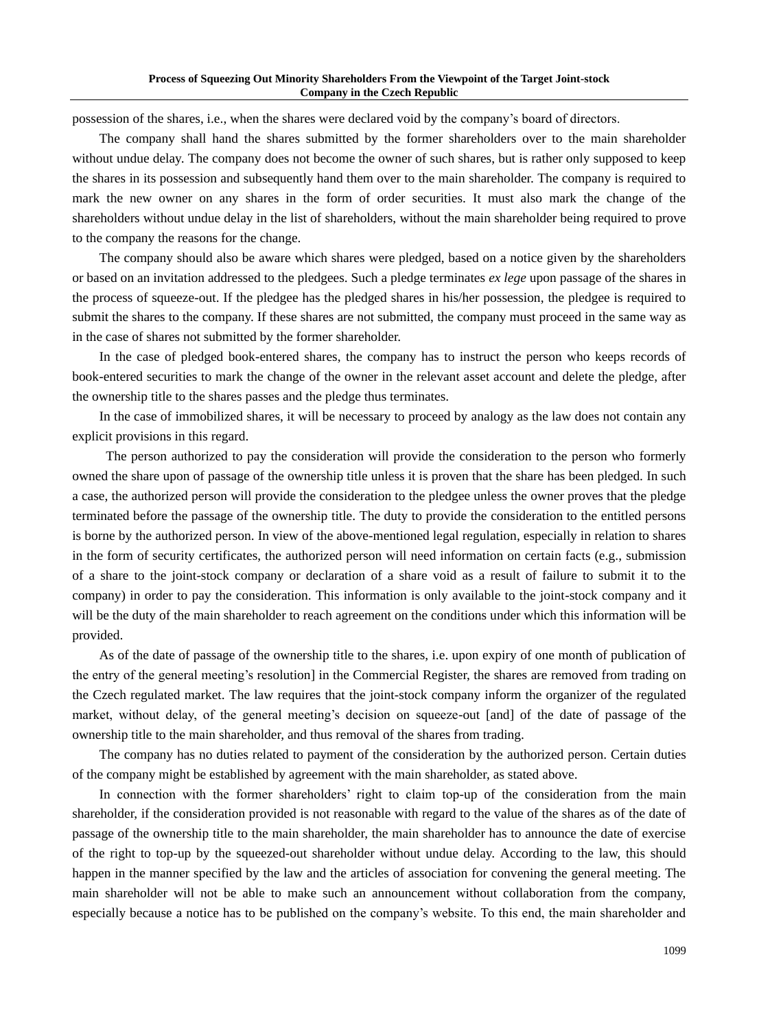possession of the shares, i.e., when the shares were declared void by the company's board of directors.

The company shall hand the shares submitted by the former shareholders over to the main shareholder without undue delay. The company does not become the owner of such shares, but is rather only supposed to keep the shares in its possession and subsequently hand them over to the main shareholder. The company is required to mark the new owner on any shares in the form of order securities. It must also mark the change of the shareholders without undue delay in the list of shareholders, without the main shareholder being required to prove to the company the reasons for the change.

The company should also be aware which shares were pledged, based on a notice given by the shareholders or based on an invitation addressed to the pledgees. Such a pledge terminates *ex lege* upon passage of the shares in the process of squeeze-out. If the pledgee has the pledged shares in his/her possession, the pledgee is required to submit the shares to the company. If these shares are not submitted, the company must proceed in the same way as in the case of shares not submitted by the former shareholder.

In the case of pledged book-entered shares, the company has to instruct the person who keeps records of book-entered securities to mark the change of the owner in the relevant asset account and delete the pledge, after the ownership title to the shares passes and the pledge thus terminates.

In the case of immobilized shares, it will be necessary to proceed by analogy as the law does not contain any explicit provisions in this regard.

The person authorized to pay the consideration will provide the consideration to the person who formerly owned the share upon of passage of the ownership title unless it is proven that the share has been pledged. In such a case, the authorized person will provide the consideration to the pledgee unless the owner proves that the pledge terminated before the passage of the ownership title. The duty to provide the consideration to the entitled persons is borne by the authorized person. In view of the above-mentioned legal regulation, especially in relation to shares in the form of security certificates, the authorized person will need information on certain facts (e.g., submission of a share to the joint-stock company or declaration of a share void as a result of failure to submit it to the company) in order to pay the consideration. This information is only available to the joint-stock company and it will be the duty of the main shareholder to reach agreement on the conditions under which this information will be provided.

As of the date of passage of the ownership title to the shares, i.e. upon expiry of one month of publication of the entry of the general meeting's resolution] in the Commercial Register, the shares are removed from trading on the Czech regulated market. The law requires that the joint-stock company inform the organizer of the regulated market, without delay, of the general meeting's decision on squeeze-out [and] of the date of passage of the ownership title to the main shareholder, and thus removal of the shares from trading.

The company has no duties related to payment of the consideration by the authorized person. Certain duties of the company might be established by agreement with the main shareholder, as stated above.

In connection with the former shareholders' right to claim top-up of the consideration from the main shareholder, if the consideration provided is not reasonable with regard to the value of the shares as of the date of passage of the ownership title to the main shareholder, the main shareholder has to announce the date of exercise of the right to top-up by the squeezed-out shareholder without undue delay. According to the law, this should happen in the manner specified by the law and the articles of association for convening the general meeting. The main shareholder will not be able to make such an announcement without collaboration from the company, especially because a notice has to be published on the company's website. To this end, the main shareholder and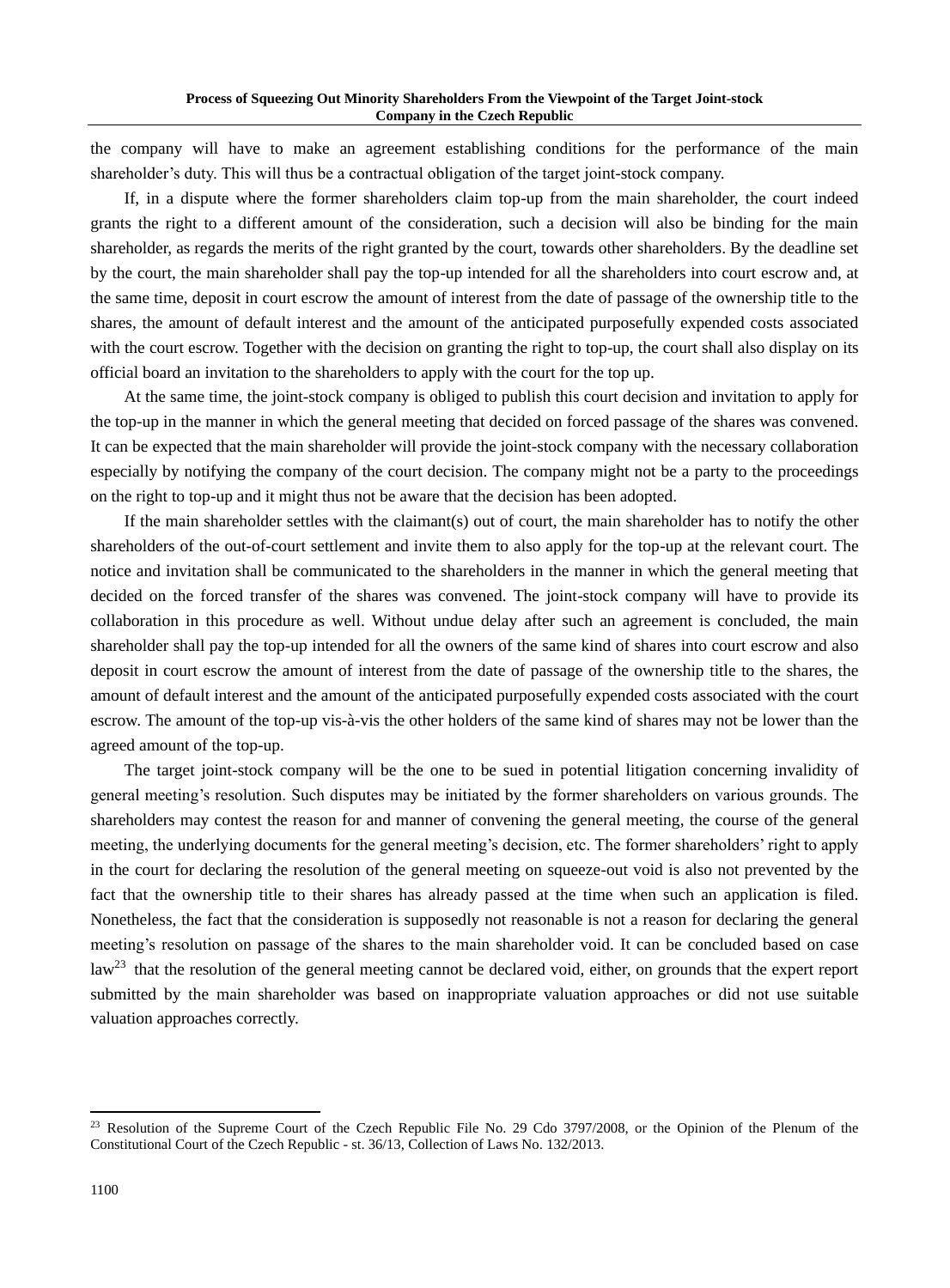the company will have to make an agreement establishing conditions for the performance of the main shareholder's duty. This will thus be a contractual obligation of the target joint-stock company.

If, in a dispute where the former shareholders claim top-up from the main shareholder, the court indeed grants the right to a different amount of the consideration, such a decision will also be binding for the main shareholder, as regards the merits of the right granted by the court, towards other shareholders. By the deadline set by the court, the main shareholder shall pay the top-up intended for all the shareholders into court escrow and, at the same time, deposit in court escrow the amount of interest from the date of passage of the ownership title to the shares, the amount of default interest and the amount of the anticipated purposefully expended costs associated with the court escrow. Together with the decision on granting the right to top-up, the court shall also display on its official board an invitation to the shareholders to apply with the court for the top up.

At the same time, the joint-stock company is obliged to publish this court decision and invitation to apply for the top-up in the manner in which the general meeting that decided on forced passage of the shares was convened. It can be expected that the main shareholder will provide the joint-stock company with the necessary collaboration especially by notifying the company of the court decision. The company might not be a party to the proceedings on the right to top-up and it might thus not be aware that the decision has been adopted.

If the main shareholder settles with the claimant(s) out of court, the main shareholder has to notify the other shareholders of the out-of-court settlement and invite them to also apply for the top-up at the relevant court. The notice and invitation shall be communicated to the shareholders in the manner in which the general meeting that decided on the forced transfer of the shares was convened. The joint-stock company will have to provide its collaboration in this procedure as well. Without undue delay after such an agreement is concluded, the main shareholder shall pay the top-up intended for all the owners of the same kind of shares into court escrow and also deposit in court escrow the amount of interest from the date of passage of the ownership title to the shares, the amount of default interest and the amount of the anticipated purposefully expended costs associated with the court escrow. The amount of the top-up vis-à-vis the other holders of the same kind of shares may not be lower than the agreed amount of the top-up.

The target joint-stock company will be the one to be sued in potential litigation concerning invalidity of general meeting's resolution. Such disputes may be initiated by the former shareholders on various grounds. The shareholders may contest the reason for and manner of convening the general meeting, the course of the general meeting, the underlying documents for the general meeting's decision, etc. The former shareholders' right to apply in the court for declaring the resolution of the general meeting on squeeze-out void is also not prevented by the fact that the ownership title to their shares has already passed at the time when such an application is filed. Nonetheless, the fact that the consideration is supposedly not reasonable is not a reason for declaring the general meeting's resolution on passage of the shares to the main shareholder void. It can be concluded based on case law[23] that the resolution of the general meeting cannot be declared void, either, on grounds that the expert report submitted by the main shareholder was based on inappropriate valuation approaches or did not use suitable valuation approaches correctly.

---

[23] Resolution of the Supreme Court of the Czech Republic File No. 29 Cdo 3797/2008, or the Opinion of the Plenum of the Constitutional Court of the Czech Republic - st. 36/13, Collection of Laws No. 132/2013.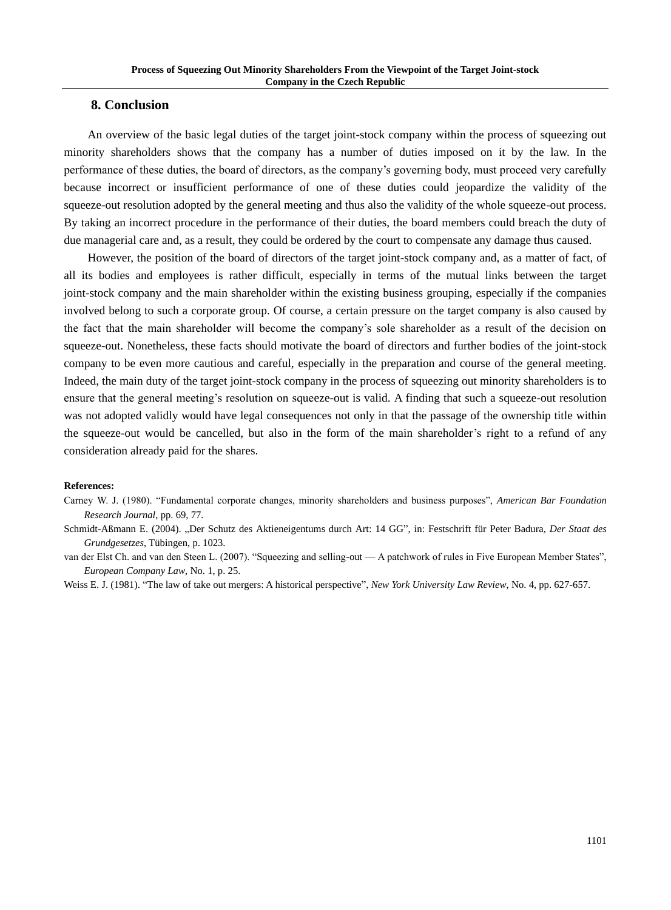## 8. Conclusion

An overview of the basic legal duties of the target joint-stock company within the process of squeezing out minority shareholders shows that the company has a number of duties imposed on it by the law. In the performance of these duties, the board of directors, as the company's governing body, must proceed very carefully because incorrect or insufficient performance of one of these duties could jeopardize the validity of the squeeze-out resolution adopted by the general meeting and thus also the validity of the whole squeeze-out process. By taking an incorrect procedure in the performance of their duties, the board members could breach the duty of due managerial care and, as a result, they could be ordered by the court to compensate any damage thus caused.

However, the position of the board of directors of the target joint-stock company and, as a matter of fact, of all its bodies and employees is rather difficult, especially in terms of the mutual links between the target joint-stock company and the main shareholder within the existing business grouping, especially if the companies involved belong to such a corporate group. Of course, a certain pressure on the target company is also caused by the fact that the main shareholder will become the company's sole shareholder as a result of the decision on squeeze-out. Nonetheless, these facts should motivate the board of directors and further bodies of the joint-stock company to be even more cautious and careful, especially in the preparation and course of the general meeting. Indeed, the main duty of the target joint-stock company in the process of squeezing out minority shareholders is to ensure that the general meeting's resolution on squeeze-out is valid. A finding that such a squeeze-out resolution was not adopted validly would have legal consequences not only in that the passage of the ownership title within the squeeze-out would be cancelled, but also in the form of the main shareholder's right to a refund of any consideration already paid for the shares.

**References:**

Carney W. J. (1980). "Fundamental corporate changes, minority shareholders and business purposes", *American Bar Foundation Research Journal*, pp. 69, 77.

Schmidt-Aßmann E. (2004). „Der Schutz des Aktieneigentums durch Art: 14 GG", in: Festschrift für Peter Badura, *Der Staat des Grundgesetzes*, Tübingen, p. 1023.

van der Elst Ch. and van den Steen L. (2007). "Squeezing and selling-out — A patchwork of rules in Five European Member States", *European Company Law*, No. 1, p. 25.

Weiss E. J. (1981). "The law of take out mergers: A historical perspective", *New York University Law Review*, No. 4, pp. 627-657.